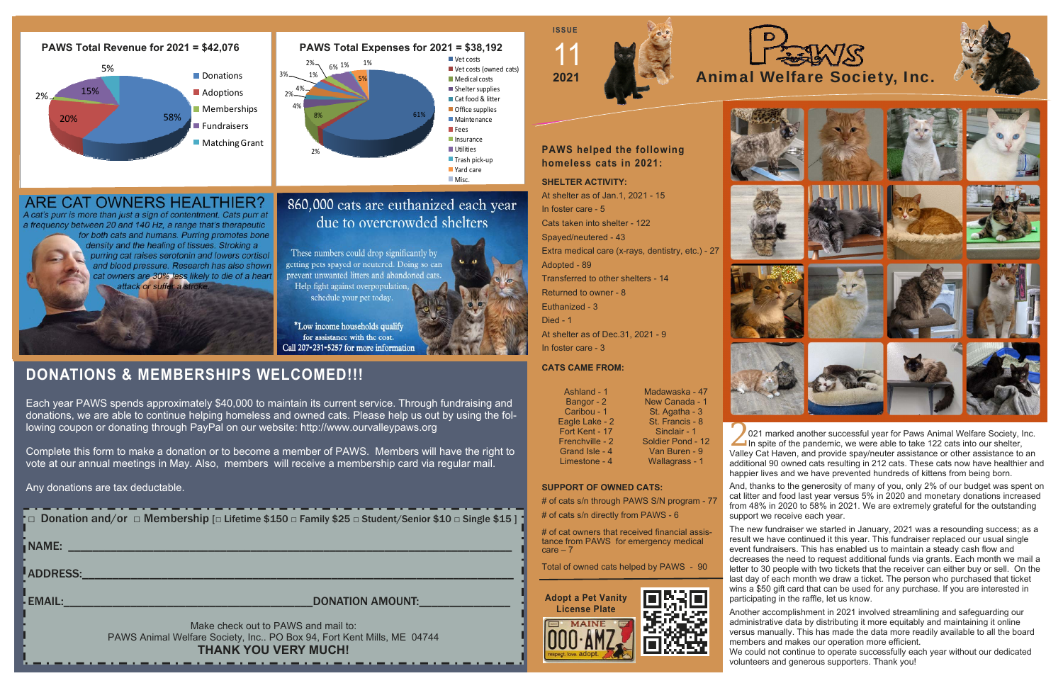## PAWS Total Revenue for 2021 = $42,076

- Donations: 58%
- Adoptions: 20%
- Memberships: 2%
- Fundraisers: 15%
- Matching Grant: 5%

## PAWS Total Expenses for 2021 = $38,192

- Vet costs: 61%
- Vet costs (owned cats): 2%
- Medical costs: 8%
- Shelter supplies: 4%
- Cat food & litter: 2%
- Office supplies: 4%
- Maintenance: 3%
- Fees: 1%
- Insurance: 2%
- Utilities: 6%
- Trash pick-up: 1%
- Yard care: 1%
- Misc.: 5%

## ARE CAT OWNERS HEALTHIER?

*A cat's purr is more than just a sign of contentment. Cats purr at a frequency between 20 and 140 Hz, a range that's therapeutic for both cats and humans. Purring promotes bone density and the healing of tissues. Stroking a purring cat raises serotonin and lowers cortisol and blood pressure. Research has also shown cat owners are 30% less likely to die of a heart attack or suffer a stroke.*

## 860,000 cats are euthanized each year due to overcrowded shelters

These numbers could drop significantly by getting pets spayed or neutered. Doing so can prevent unwanted litters and abandoned cats. Help fight against overpopulation, schedule your pet today.

*Low income households qualify for assistance with the cost.
Call 207-231-5257 for more information

## DONATIONS & MEMBERSHIPS WELCOMED!!!

Each year PAWS spends approximately $40,000 to maintain its current service. Through fundraising and donations, we are able to continue helping homeless and owned cats. Please help us out by using the following coupon or donating through PayPal on our website: http://www.ourvalleypaws.org

Complete this form to make a donation or to become a member of PAWS. Members will have the right to vote at our annual meetings in May. Also, members will receive a membership card via regular mail.

Any donations are tax deductable.

□ Donation and/or □ Membership [□ Lifetime $150 □ Family $25 □ Student/Senior $10 □ Single $15 ]

NAME: ______________________________________________

ADDRESS: ______________________________________________

EMAIL: ______________________________ DONATION AMOUNT: ____________

Make check out to PAWS and mail to:
PAWS Animal Welfare Society, Inc.. PO Box 94, Fort Kent Mills, ME 04744
**THANK YOU VERY MUCH!**

ISSUE 11
2021

# PAWS Animal Welfare Society, Inc.

### PAWS helped the following homeless cats in 2021:

**SHELTER ACTIVITY:**

At shelter as of Jan.1, 2021 - 15
In foster care - 5
Cats taken into shelter - 122
Spayed/neutered - 43
Extra medical care (x-rays, dentistry, etc.) - 27
Adopted - 89
Transferred to other shelters - 14
Returned to owner - 8
Euthanized - 3
Died - 1
At shelter as of Dec.31, 2021 - 9
In foster care - 3

**CATS CAME FROM:**

| | |
|---|---|
| Ashland - 1 | Madawaska - 47 |
| Bangor - 2 | New Canada - 1 |
| Caribou - 1 | St. Agatha - 3 |
| Eagle Lake - 2 | St. Francis - 8 |
| Fort Kent - 17 | Sinclair - 1 |
| Frenchville - 2 | Soldier Pond - 12 |
| Grand Isle - 4 | Van Buren - 9 |
| Limestone - 4 | Wallagrass - 1 |

**SUPPORT OF OWNED CATS:**

# of cats s/n through PAWS S/N program - 77
# of cats s/n directly from PAWS - 6
# of cat owners that received financial assistance from PAWS for emergency medical care – 7
Total of owned cats helped by PAWS - 90

**Adopt a Pet Vanity License Plate**

2021 marked another successful year for Paws Animal Welfare Society, Inc. In spite of the pandemic, we were able to take 122 cats into our shelter, Valley Cat Haven, and provide spay/neuter assistance or other assistance to an additional 90 owned cats resulting in 212 cats. These cats now have healthier and happier lives and we have prevented hundreds of kittens from being born.

And, thanks to the generosity of many of you, only 2% of our budget was spent on cat litter and food last year versus 5% in 2020 and monetary donations increased from 48% in 2020 to 58% in 2021. We are extremely grateful for the outstanding support we receive each year.

The new fundraiser we started in January, 2021 was a resounding success; as a result we have continued it this year. This fundraiser replaced our usual single event fundraisers. This has enabled us to maintain a steady cash flow and decreases the need to request additional funds via grants. Each month we mail a letter to 30 people with two tickets that the receiver can either buy or sell. On the last day of each month we draw a ticket. The person who purchased that ticket wins a $50 gift card that can be used for any purchase. If you are interested in participating in the raffle, let us know.

Another accomplishment in 2021 involved streamlining and safeguarding our administrative data by distributing it more equitably and maintaining it online versus manually. This has made the data more readily available to all the board members and makes our operation more efficient.
We could not continue to operate successfully each year without our dedicated volunteers and generous supporters. Thank you!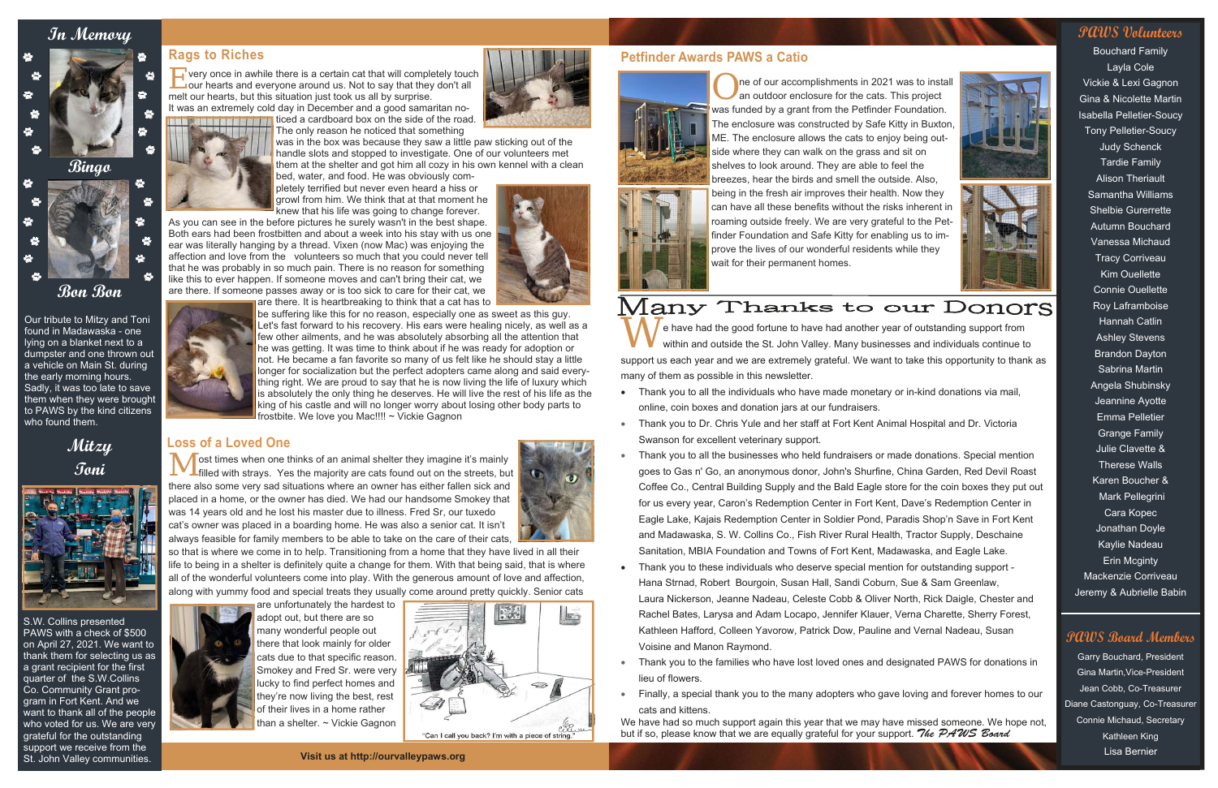## In Memory

Bingo

Bon Bon

Our tribute to Mitzy and Toni found in Madawaska - one lying on a blanket next to a dumpster and one thrown out a vehicle on Main St. during the early morning hours. Sadly, it was too late to save them when they were brought to PAWS by the kind citizens who found them.

Mitzy

Toni

S.W. Collins presented PAWS with a check of $500 on April 27, 2021. We want to thank them for selecting us as a grant recipient for the first quarter of the S.W.Collins Co. Community Grant program in Fort Kent. And we want to thank all of the people who voted for us. We are very grateful for the outstanding support we receive from the St. John Valley communities.

## Rags to Riches

Every once in awhile there is a certain cat that will completely touch our hearts and everyone around us. Not to say that they don't all melt our hearts, but this situation just took us all by surprise.

It was an extremely cold day in December and a good samaritan noticed a cardboard box on the side of the road. The only reason he noticed that something was in the box was because they saw a little paw sticking out of the handle slots and stopped to investigate. One of our volunteers met them at the shelter and got him all cozy in his own kennel with a clean bed, water, and food. He was obviously completely terrified but never even heard a hiss or growl from him. We think that at that moment he knew that his life was going to change forever.

As you can see in the before pictures he surely wasn't in the best shape. Both ears had been frostbitten and about a week into his stay with us one ear was literally hanging by a thread. Vixen (now Mac) was enjoying the affection and love from the volunteers so much that you could never tell that he was probably in so much pain. There is no reason for something like this to ever happen. If someone moves and can't bring their cat, we are there. If someone passes away or is too sick to care for their cat, we are there. It is heartbreaking to think that a cat has to be suffering like this for no reason, especially one as sweet as this guy. Let's fast forward to his recovery. His ears were healing nicely, as well as a few other ailments, and he was absolutely absorbing all the attention that he was getting. It was time to think about if he was ready for adoption or not. He became a fan favorite so many of us felt like he should stay a little longer for socialization but the perfect adopters came along and everything right. We are proud to say that he is now living the life of luxury which is absolutely the only thing he deserves. He will live the rest of his life as the king of his castle and will no longer worry about losing other body parts to frostbite. We love you Mac!!!! ~ Vickie Gagnon

## Loss of a Loved One

Most times when one thinks of an animal shelter they imagine it's mainly filled with strays. Yes the majority are cats found out on the streets, but there also some very sad situations where an owner has either fallen sick and placed in a home, or the owner has died. We had our handsome Smokey that was 14 years old and he lost his master due to illness. Fred Sr, our tuxedo cat's owner was placed in a boarding home. He was also a senior cat. It isn't always feasible for family members to be able to take on the care of their cats, so that is where we come in to help. Transitioning from a home that they have lived in all their life to being in a shelter is definitely quite a change for them. With that being said, that is where all of the wonderful volunteers come into play. With the generous amount of love and affection, along with yummy food and special treats they usually come around pretty quickly. Senior cats are unfortunately the hardest to adopt out, but there are so many wonderful people out there that look mainly for older cats due to that specific reason. Smokey and Fred Sr. were very lucky to find perfect homes and they're now living the best, rest of their lives in a home rather than a shelter. ~ Vickie Gagnon

"Can I call you back? I'm with a piece of string."

Visit us at http://ourvalleypaws.org

## Petfinder Awards PAWS a Catio

One of our accomplishments in 2021 was to install an outdoor enclosure for the cats. This project was funded by a grant from the Petfinder Foundation. The enclosure was constructed by Safe Kitty in Buxton, ME. The enclosure allows the cats to enjoy being outside where they can walk on the grass and sit on shelves to look around. They are able to feel the breezes, hear the birds and smell the outside. Also, being in the fresh air improves their health. Now they can have all these benefits without the risks inherent in roaming outside freely. We are very grateful to the Petfinder Foundation and Safe Kitty for enabling us to improve the lives of our wonderful residents while they wait for their permanent homes.

## Many Thanks to our Donors

We have had the good fortune to have had another year of outstanding support from within and outside the St. John Valley. Many businesses and individuals continue to support us each year and we are extremely grateful. We want to take this opportunity to thank as many of them as possible in this newsletter.

- Thank you to all the individuals who have made monetary or in-kind donations via mail, online, coin boxes and donation jars at our fundraisers.
- Thank you to Dr. Chris Yule and her staff at Fort Kent Animal Hospital and Dr. Victoria Swanson for excellent veterinary support.
- Thank you to all the businesses who held fundraisers or made donations. Special mention goes to Gas n' Go, an anonymous donor, John's Shurfine, China Garden, Red Devil Roast Coffee Co., Central Building Supply and the Bald Eagle store for the coin boxes they put out for us every year, Caron's Redemption Center in Fort Kent, Dave's Redemption Center in Eagle Lake, Kajais Redemption Center in Soldier Pond, Paradis Shop'n Save in Fort Kent and Madawaska, S. W. Collins Co., Fish River Rural Health, Tractor Supply, Deschaine Sanitation, MBIA Foundation and Towns of Fort Kent, Madawaska, and Eagle Lake.
- Thank you to these individuals who deserve special mention for outstanding support - Hana Strnad, Robert Bourgoin, Susan Hall, Sandi Coburn, Sue & Sam Greenlaw, Laura Nickerson, Jeanne Nadeau, Celeste Cobb & Oliver North, Rick Daigle, Chester and Rachel Bates, Larysa and Adam Locapo, Jennifer Klauer, Verna Charette, Sherry Forest, Kathleen Hafford, Colleen Yavorow, Patrick Dow, Pauline and Vernal Nadeau, Susan Voisine and Manon Raymond.
- Thank you to the families who have lost loved ones and designated PAWS for donations in lieu of flowers.
- Finally, a special thank you to the many adopters who gave loving and forever homes to our cats and kittens.

We have had so much support again this year that we may have missed someone. We hope not, but if so, please know that we are equally grateful for your support. *The PAWS Board*

## PAWS Volunteers

Bouchard Family
Layla Cole
Vickie & Lexi Gagnon
Gina & Nicolette Martin
Isabella Pelletier-Soucy
Tony Pelletier-Soucy
Judy Schenck
Tardie Family
Alison Theriault
Samantha Williams
Shelbie Gurerrette
Autumn Bouchard
Vanessa Michaud
Tracy Corriveau
Kim Ouellette
Connie Ouellette
Roy Laframboise
Hannah Catlin
Ashley Stevens
Brandon Dayton
Sabrina Martin
Angela Shubinsky
Jeannine Ayotte
Emma Pelletier
Grange Family
Julie Clavette &
Therese Walls
Karen Boucher &
Mark Pellegrini
Cara Kopec
Jonathan Doyle
Kaylie Nadeau
Erin Mcginty
Mackenzie Corriveau
Jeremy & Aubrielle Babin

## PAWS Board Members

Garry Bouchard, President
Gina Martin, Vice-President
Jean Cobb, Co-Treasurer
Diane Castonguay, Co-Treasurer
Connie Michaud, Secretary
Kathleen King
Lisa Bernier